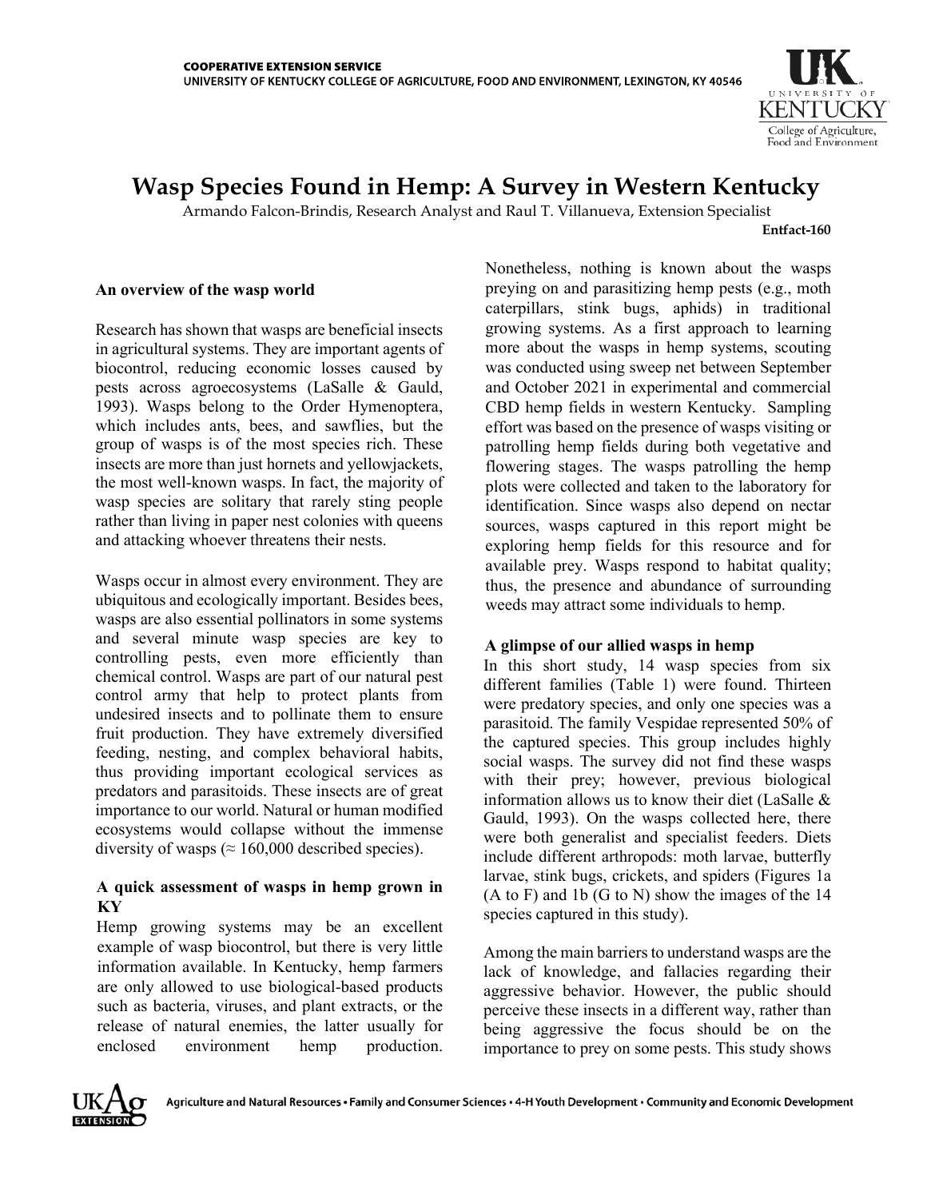COOPERATIVE EXTENSION SERVICE
UNIVERSITY OF KENTUCKY COLLEGE OF AGRICULTURE, FOOD AND ENVIRONMENT, LEXINGTON, KY 40546

# Wasp Species Found in Hemp: A Survey in Western Kentucky

Armando Falcon-Brindis, Research Analyst and Raul T. Villanueva, Extension Specialist

**Entfact-160**

### An overview of the wasp world

Research has shown that wasps are beneficial insects in agricultural systems. They are important agents of biocontrol, reducing economic losses caused by pests across agroecosystems (LaSalle & Gauld, 1993). Wasps belong to the Order Hymenoptera, which includes ants, bees, and sawflies, but the group of wasps is of the most species rich. These insects are more than just hornets and yellowjackets, the most well-known wasps. In fact, the majority of wasp species are solitary that rarely sting people rather than living in paper nest colonies with queens and attacking whoever threatens their nests.

Wasps occur in almost every environment. They are ubiquitous and ecologically important. Besides bees, wasps are also essential pollinators in some systems and several minute wasp species are key to controlling pests, even more efficiently than chemical control. Wasps are part of our natural pest control army that help to protect plants from undesired insects and to pollinate them to ensure fruit production. They have extremely diversified feeding, nesting, and complex behavioral habits, thus providing important ecological services as predators and parasitoids. These insects are of great importance to our world. Natural or human modified ecosystems would collapse without the immense diversity of wasps (≈ 160,000 described species).

### A quick assessment of wasps in hemp grown in KY

Hemp growing systems may be an excellent example of wasp biocontrol, but there is very little information available. In Kentucky, hemp farmers are only allowed to use biological-based products such as bacteria, viruses, and plant extracts, or the release of natural enemies, the latter usually for enclosed environment hemp production. Nonetheless, nothing is known about the wasps preying on and parasitizing hemp pests (e.g., moth caterpillars, stink bugs, aphids) in traditional growing systems. As a first approach to learning more about the wasps in hemp systems, scouting was conducted using sweep net between September and October 2021 in experimental and commercial CBD hemp fields in western Kentucky. Sampling effort was based on the presence of wasps visiting or patrolling hemp fields during both vegetative and flowering stages. The wasps patrolling the hemp plots were collected and taken to the laboratory for identification. Since wasps also depend on nectar sources, wasps captured in this report might be exploring hemp fields for this resource and for available prey. Wasps respond to habitat quality; thus, the presence and abundance of surrounding weeds may attract some individuals to hemp.

### A glimpse of our allied wasps in hemp

In this short study, 14 wasp species from six different families (Table 1) were found. Thirteen were predatory species, and only one species was a parasitoid. The family Vespidae represented 50% of the captured species. This group includes highly social wasps. The survey did not find these wasps with their prey; however, previous biological information allows us to know their diet (LaSalle & Gauld, 1993). On the wasps collected here, there were both generalist and specialist feeders. Diets include different arthropods: moth larvae, butterfly larvae, stink bugs, crickets, and spiders (Figures 1a (A to F) and 1b (G to N) show the images of the 14 species captured in this study).

Among the main barriers to understand wasps are the lack of knowledge, and fallacies regarding their aggressive behavior. However, the public should perceive these insects in a different way, rather than being aggressive the focus should be on the importance to prey on some pests. This study shows

Agriculture and Natural Resources • Family and Consumer Sciences • 4-H Youth Development • Community and Economic Development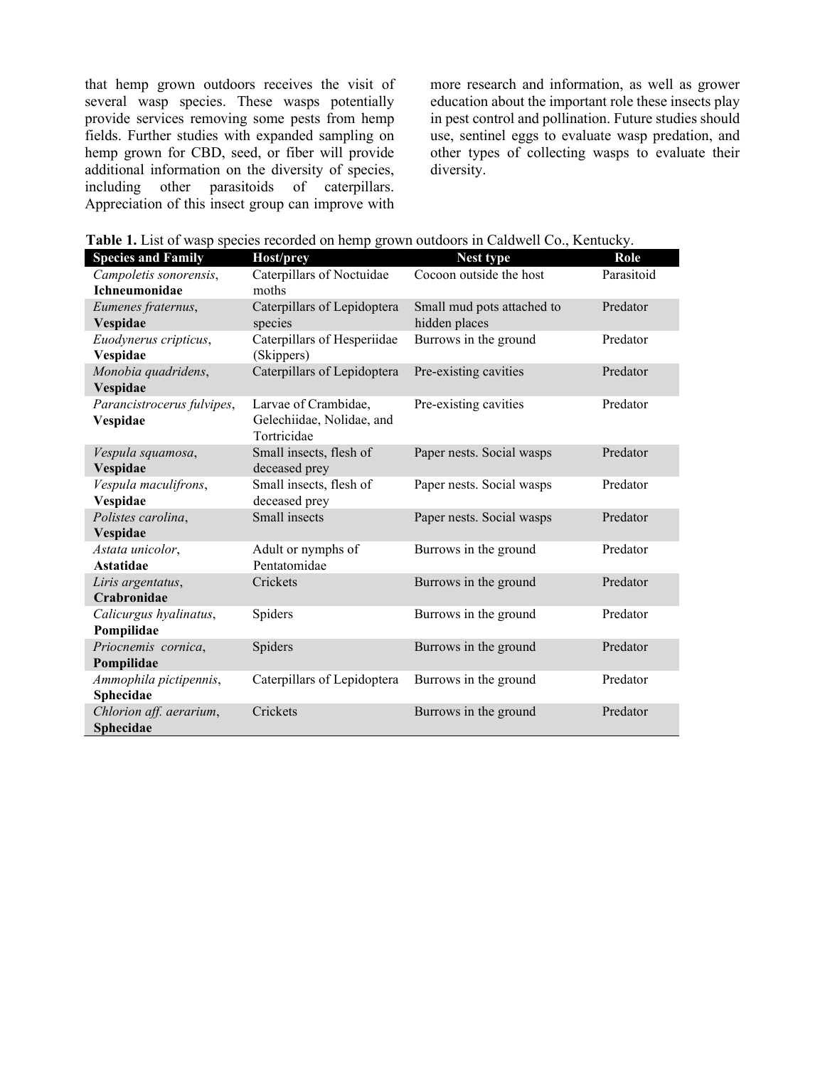that hemp grown outdoors receives the visit of several wasp species. These wasps potentially provide services removing some pests from hemp fields. Further studies with expanded sampling on hemp grown for CBD, seed, or fiber will provide additional information on the diversity of species, including other parasitoids of caterpillars. Appreciation of this insect group can improve with more research and information, as well as grower education about the important role these insects play in pest control and pollination. Future studies should use, sentinel eggs to evaluate wasp predation, and other types of collecting wasps to evaluate their diversity.

**Table 1.** List of wasp species recorded on hemp grown outdoors in Caldwell Co., Kentucky.

| Species and Family | Host/prey | Nest type | Role |
|---|---|---|---|
| *Campoletis sonorensis*, **Ichneumonidae** | Caterpillars of Noctuidae moths | Cocoon outside the host | Parasitoid |
| *Eumenes fraternus*, **Vespidae** | Caterpillars of Lepidoptera species | Small mud pots attached to hidden places | Predator |
| *Euodynerus cripticus*, **Vespidae** | Caterpillars of Hesperiidae (Skippers) | Burrows in the ground | Predator |
| *Monobia quadridens*, **Vespidae** | Caterpillars of Lepidoptera | Pre-existing cavities | Predator |
| *Parancistrocerus fulvipes*, **Vespidae** | Larvae of Crambidae, Gelechiidae, Nolidae, and Tortricidae | Pre-existing cavities | Predator |
| *Vespula squamosa*, **Vespidae** | Small insects, flesh of deceased prey | Paper nests. Social wasps | Predator |
| *Vespula maculifrons*, **Vespidae** | Small insects, flesh of deceased prey | Paper nests. Social wasps | Predator |
| *Polistes carolina*, **Vespidae** | Small insects | Paper nests. Social wasps | Predator |
| *Astata unicolor*, **Astatidae** | Adult or nymphs of Pentatomidae | Burrows in the ground | Predator |
| *Liris argentatus*, **Crabronidae** | Crickets | Burrows in the ground | Predator |
| *Calicurgus hyalinatus*, **Pompilidae** | Spiders | Burrows in the ground | Predator |
| *Priocnemis cornica*, **Pompilidae** | Spiders | Burrows in the ground | Predator |
| *Ammophila pictipennis*, **Sphecidae** | Caterpillars of Lepidoptera | Burrows in the ground | Predator |
| *Chlorion aff. aerarium*, **Sphecidae** | Crickets | Burrows in the ground | Predator |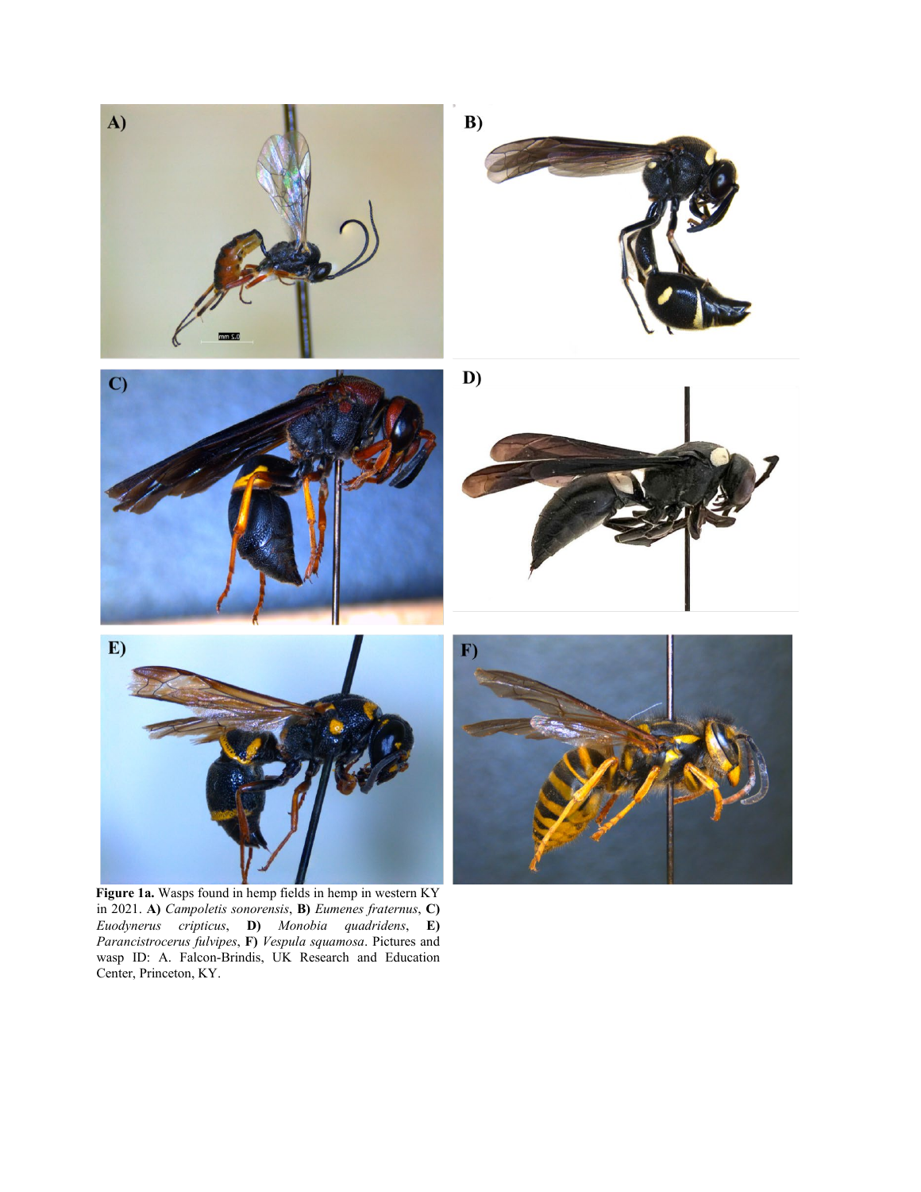A)

B)

C)

D)

E)

F)

**Figure 1a.** Wasps found in hemp fields in hemp in western KY in 2021. **A)** *Campoletis sonorensis*, **B)** *Eumenes fraternus*, **C)** *Euodynerus cripticus*, **D)** *Monobia quadridens*, **E)** *Parancistrocerus fulvipes*, **F)** *Vespula squamosa*. Pictures and wasp ID: A. Falcon-Brindis, UK Research and Education Center, Princeton, KY.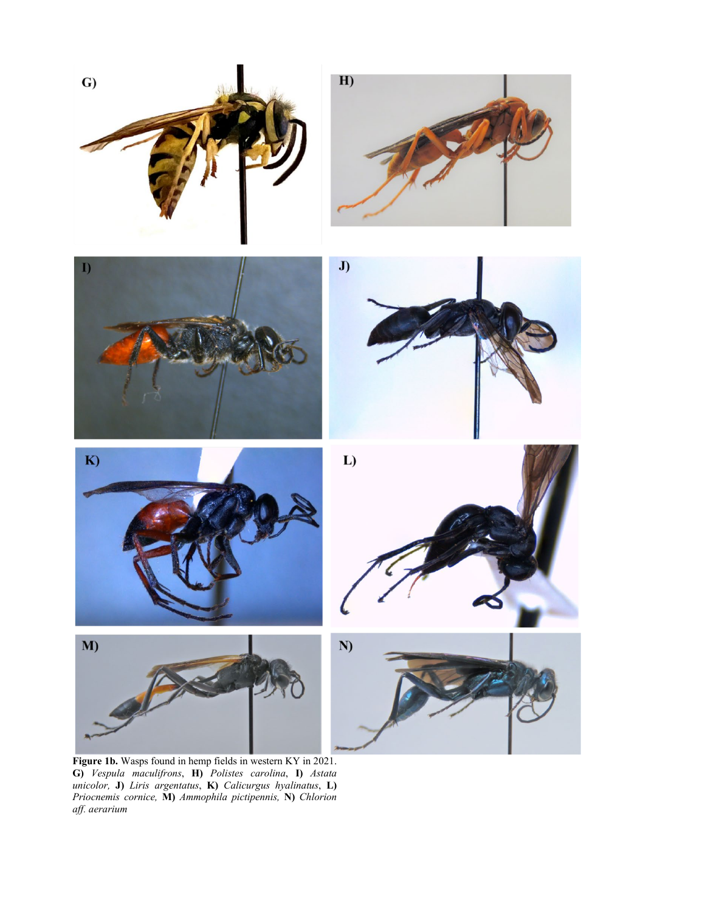G) H)

I) J)

K) L)

M) N)

**Figure 1b.** Wasps found in hemp fields in western KY in 2021. **G)** *Vespula maculifrons*, **H)** *Polistes carolina*, **I)** *Astata unicolor*, **J)** *Liris argentatus*, **K)** *Calicurgus hyalinatus*, **L)** *Priocnemis cornice*, **M)** *Ammophila pictipennis*, **N)** *Chlorion aff. aerarium*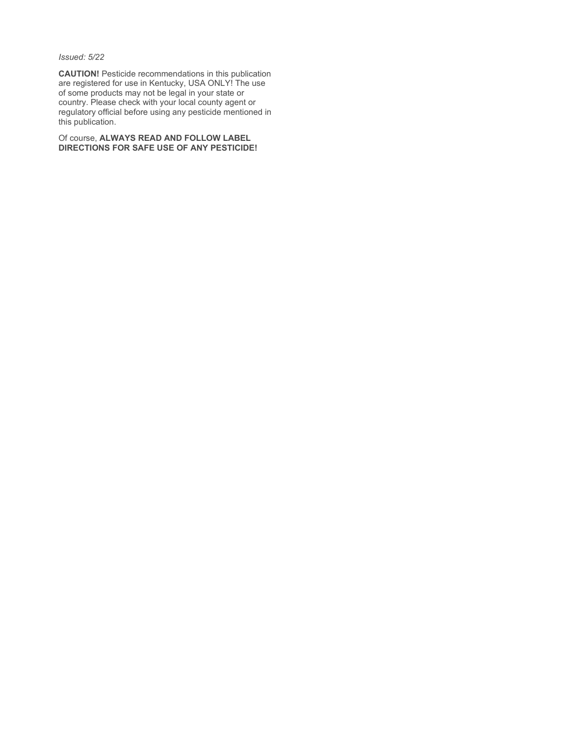*Issued: 5/22*

**CAUTION!** Pesticide recommendations in this publication are registered for use in Kentucky, USA ONLY! The use of some products may not be legal in your state or country. Please check with your local county agent or regulatory official before using any pesticide mentioned in this publication.

Of course, **ALWAYS READ AND FOLLOW LABEL DIRECTIONS FOR SAFE USE OF ANY PESTICIDE!**